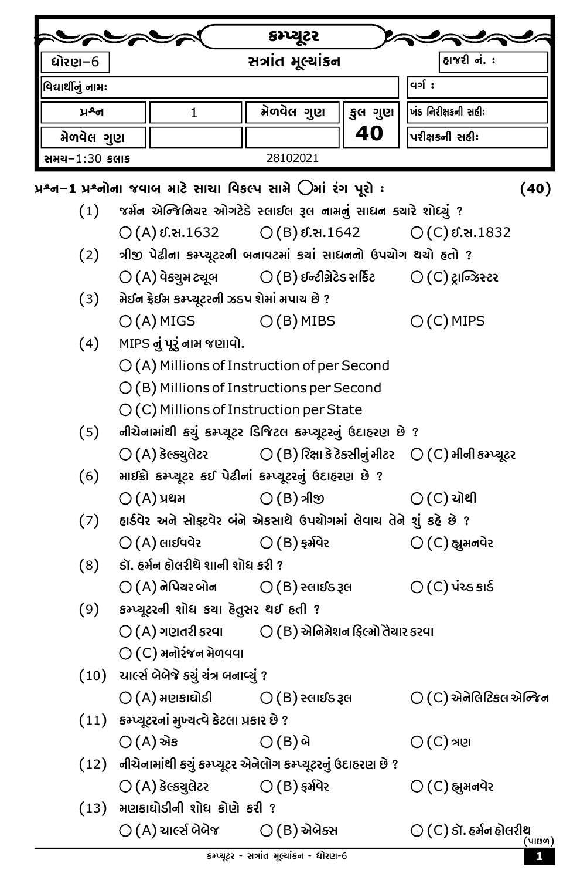# કમ્પ્યૂટર

| ધોરણ–6 | સત્રાંત મૂલ્યાંકન | | | હાજરી નં. : |
|---|---|---|---|---|
| વિદ્યાર્થીનું નામઃ | | | | વર્ગ : |
| પ્રશ્ન | 1 | મેળવેલ ગુણ | કુલ ગુણ | ખંડ નિરીક્ષકની સહીઃ |
| મેળવેલ ગુણ | | | 40 | પરીક્ષકની સહીઃ |
| સમય–1:30 કલાક | 28102021 | | | |

**પ્રશ્ન–1 પ્રશ્નોના જવાબ માટે સાચા વિકલ્પ સામે ○માં રંગ પૂરો : (40)**

(1) જર્મન એન્જિનિયર ઓગટેડે સ્લાઈલ રૂલ નામનું સાધન ક્યારે શોધ્યું ?
○ (A) ઈ.સ.1632 ○ (B) ઈ.સ.1642 ○ (C) ઈ.સ.1832

(2) ત્રીજી પેઢીના કમ્પ્યૂટરની બનાવટમાં કયાં સાધનનો ઉપયોગ થયો હતો ?
○ (A) વેક્યુમ ટ્યૂબ ○ (B) ઈન્ટીગ્રેટેડ સર્કિટ ○ (C) ટ્રાન્ઝિસ્ટર

(3) મેઈન ફ્રેઈમ કમ્પ્યૂટરની ઝડપ શેમાં મપાય છે ?
○ (A) MIGS ○ (B) MIBS ○ (C) MIPS

(4) MIPS નું પૂરું નામ જણાવો.
○ (A) Millions of Instruction of per Second
○ (B) Millions of Instructions per Second
○ (C) Millions of Instruction per State

(5) નીચેનામાંથી કયું કમ્પ્યૂટર ડિજિટલ કમ્પ્યૂટરનું ઉદાહરણ છે ?
○ (A) કેલ્ક્યુલેટર ○ (B) રિક્ષા કે ટેક્સીનું મીટર ○ (C) મીની કમ્પ્યૂટર

(6) માઈક્રો કમ્પ્યૂટર કઈ પેઢીનાં કમ્પ્યૂટરનું ઉદાહરણ છે ?
○ (A) પ્રથમ ○ (B) ત્રીજી ○ (C) ચોથી

(7) હાર્ડવેર અને સોફ્ટવેર બંને એકસાથે ઉપયોગમાં લેવાય તેને શું કહે છે ?
○ (A) લાઈવવેર ○ (B) ફર્મવેર ○ (C) હ્યુમનવેર

(8) ડૉ. હર્મન હોલરીથે શાની શોધ કરી ?
○ (A) નેપિયર બોન ○ (B) સ્લાઈડ રૂલ ○ (C) પંચ્ડ કાર્ડ

(9) કમ્પ્યૂટરની શોધ કયા હેતુસર થઈ હતી ?
○ (A) ગણતરી કરવા ○ (B) એનિમેશન ફિલ્મો તૈયાર કરવા
○ (C) મનોરંજન મેળવવા

(10) ચાર્લ્સ બેબેજે કયું યંત્ર બનાવ્યું ?
○ (A) મણકાઘોડી ○ (B) સ્લાઈડ રૂલ ○ (C) એનેલિટિકલ એન્જિન

(11) કમ્પ્યૂટરનાં મુખ્યત્વે કેટલા પ્રકાર છે ?
○ (A) એક ○ (B) બે ○ (C) ત્રણ

(12) નીચેનામાંથી કયું કમ્પ્યૂટર એનેલોગ કમ્પ્યૂટરનું ઉદાહરણ છે ?
○ (A) કેલ્ક્યુલેટર ○ (B) ફર્મવેર ○ (C) હ્યુમનવેર

(13) મણકાઘોડીની શોધ કોણે કરી ?
○ (A) ચાર્લ્સ બેબેજ ○ (B) એબેક્સ ○ (C) ડૉ. હર્મન હોલરીથ

(પાછળ)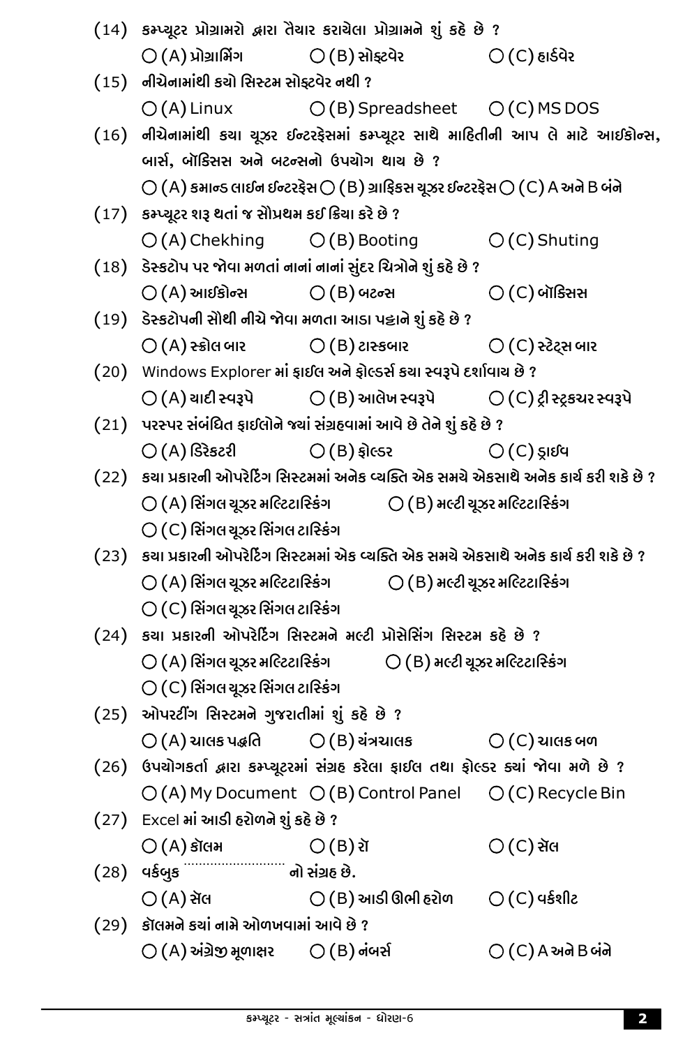(14) કમ્પ્યૂટર પ્રોગ્રામરો દ્વારા તૈયાર કરાયેલા પ્રોગ્રામને શું કહે છે ?

○ (A) પ્રોગ્રામિંગ ○ (B) સોફ્ટવેર ○ (C) હાર્ડવેર

(15) નીચેનામાંથી કયો સિસ્ટમ સોફ્ટવેર નથી ?

○ (A) Linux ○ (B) Spreadsheet ○ (C) MS DOS

(16) નીચેનામાંથી કયા યૂઝર ઈન્ટરફેસમાં કમ્પ્યૂટર સાથે માહિતીની આપ લે માટે આઈકોન્સ, બાર્સ, બૉક્સિસ અને બટન્સનો ઉપયોગ થાય છે ?

○ (A) કમાન્ડ લાઈન ઈન્ટરફેસ ○ (B) ગ્રાફિકસ યૂઝર ઈન્ટરફેસ ○ (C) A અને B બંને

(17) કમ્પ્યૂટર શરૂ થતાં જ સૌપ્રથમ કઈ ક્રિયા કરે છે ?

○ (A) Chekhing ○ (B) Booting ○ (C) Shuting

(18) ડેસ્કટોપ પર જોવા મળતાં નાનાં નાનાં સુંદર ચિત્રોને શું કહે છે ?

○ (A) આઈકોન્સ ○ (B) બટન્સ ○ (C) બૉક્સિસ

(19) ડેસ્કટોપની સૌથી નીચે જોવા મળતા આડા પટ્ટાને શું કહે છે ?

○ (A) સ્ક્રોલ બાર ○ (B) ટાસ્કબાર ○ (C) સ્ટેટ્સ બાર

(20) Windows Explorer માં ફાઈલ અને ફોલ્ડર્સ કયા સ્વરૂપે દર્શાવાય છે ?

○ (A) યાદી સ્વરૂપે ○ (B) આલેખ સ્વરૂપે ○ (C) ટ્રી સ્ટ્રક્ચર સ્વરૂપે

(21) પરસ્પર સંબંધિત ફાઈલોને જ્યાં સંગ્રહવામાં આવે છે તેને શું કહે છે ?

○ (A) ડિરેક્ટરી ○ (B) ફોલ્ડર ○ (C) ડ્રાઈવ

(22) કયા પ્રકારની ઓપરેટિંગ સિસ્ટમમાં અનેક વ્યક્તિ એક સમયે એકસાથે અનેક કાર્ય કરી શકે છે ?

○ (A) સિંગલ યૂઝર મલ્ટિટાસ્કિંગ ○ (B) મલ્ટી યૂઝર મલ્ટિટાસ્કિંગ

○ (C) સિંગલ યૂઝર સિંગલ ટાસ્કિંગ

(23) કયા પ્રકારની ઓપરેટિંગ સિસ્ટમમાં એક વ્યક્તિ એક સમયે એકસાથે અનેક કાર્ય કરી શકે છે ?

○ (A) સિંગલ યૂઝર મલ્ટિટાસ્કિંગ ○ (B) મલ્ટી યૂઝર મલ્ટિટાસ્કિંગ

○ (C) સિંગલ યૂઝર સિંગલ ટાસ્કિંગ

(24) કયા પ્રકારની ઓપરેટિંગ સિસ્ટમને મલ્ટી પ્રોસેસિંગ સિસ્ટમ કહે છે ?

○ (A) સિંગલ યૂઝર મલ્ટિટાસ્કિંગ ○ (B) મલ્ટી યૂઝર મલ્ટિટાસ્કિંગ

○ (C) સિંગલ યૂઝર સિંગલ ટાસ્કિંગ

(25) ઓપરટીંગ સિસ્ટમને ગુજરાતીમાં શું કહે છે ?

○ (A) ચાલક પદ્ધતિ ○ (B) યંત્રચાલક ○ (C) ચાલક બળ

(26) ઉપયોગકર્તા દ્વારા કમ્પ્યૂટરમાં સંગ્રહ કરેલા ફાઈલ તથા ફોલ્ડર ક્યાં જોવા મળે છે ?

○ (A) My Document ○ (B) Control Panel ○ (C) Recycle Bin

(27) Excel માં આડી હરોળને શું કહે છે ?

○ (A) કૉલમ ○ (B) રૉ ○ (C) સેલ

(28) વર્કબુક .......................... નો સંગ્રહ છે.

○ (A) સેલ ○ (B) આડી ઊભી હરોળ ○ (C) વર્કશીટ

(29) કૉલમને કયાં નામે ઓળખવામાં આવે છે ?

○ (A) અંગ્રેજી મૂળાક્ષર ○ (B) નંબર્સ ○ (C) A અને B બંને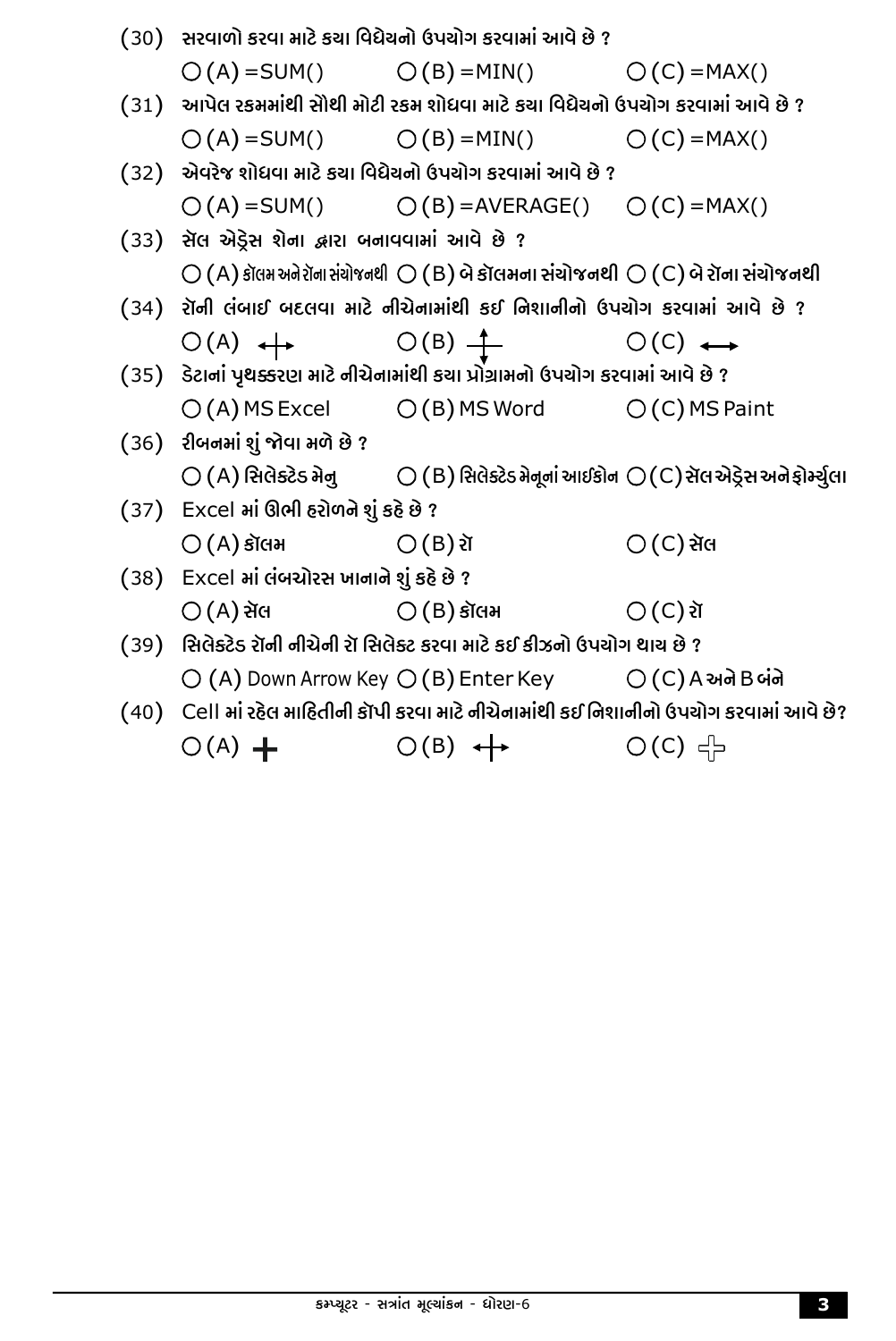(30) સરવાળો કરવા માટે કયા વિધેયનો ઉપયોગ કરવામાં આવે છે ?

○ (A) =SUM()　○ (B) =MIN()　○ (C) =MAX()

(31) આપેલ રકમમાંથી સૌથી મોટી રકમ શોધવા માટે કયા વિધેયનો ઉપયોગ કરવામાં આવે છે ?

○ (A) =SUM()　○ (B) =MIN()　○ (C) =MAX()

(32) એવરેજ શોધવા માટે કયા વિધેયનો ઉપયોગ કરવામાં આવે છે ?

○ (A) =SUM()　○ (B) =AVERAGE()　○ (C) =MAX()

(33) સૅલ એડ્રેસ શેના દ્વારા બનાવવામાં આવે છે ?

○ (A) કૉલમ અને રૉના સંયોજનથી　○ (B) બે કૉલમના સંયોજનથી　○ (C) બે રૉના સંયોજનથી

(34) રૉની લંબાઈ બદલવા માટે નીચેનામાંથી કઈ નિશાનીનો ઉપયોગ કરવામાં આવે છે ?

○ (A) ↔ (with vertical bar)　○ (B) ↕ (with horizontal bar)　○ (C) ⟷

(35) ડેટાનાં પૃથક્કરણ માટે નીચેનામાંથી કયા પ્રોગ્રામનો ઉપયોગ કરવામાં આવે છે ?

○ (A) MS Excel　○ (B) MS Word　○ (C) MS Paint

(36) રીબનમાં શું જોવા મળે છે ?

○ (A) સિલેક્ટેડ મેનુ　○ (B) સિલેક્ટેડ મેનૂનાં આઈકોન　○ (C) સૅલ એડ્રેસ અને ફોર્મ્યુલા

(37) Excel માં ઊભી હરોળને શું કહે છે ?

○ (A) કૉલમ　○ (B) રૉ　○ (C) સૅલ

(38) Excel માં લંબચોરસ ખાનાને શું કહે છે ?

○ (A) સૅલ　○ (B) કૉલમ　○ (C) રૉ

(39) સિલેક્ટેડ રૉની નીચેની રૉ સિલેક્ટ કરવા માટે કઈ કીઝનો ઉપયોગ થાય છે ?

○ (A) Down Arrow Key　○ (B) Enter Key　○ (C) A અને B બંને

(40) Cell માં રહેલ માહિતીની કૉપી કરવા માટે નીચેનામાંથી કઈ નિશાનીનો ઉપયોગ કરવામાં આવે છે?

○ (A) +　○ (B) ↔ (with vertical bar)　○ (C) ✚ (outlined)